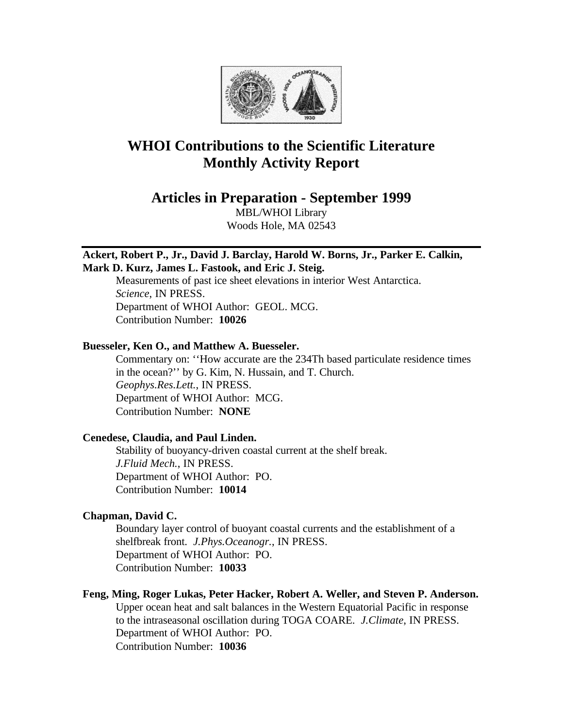# WHOI Contributions to the Scientific Literature
# Monthly Activity Report

## Articles in Preparation - September 1999

MBL/WHOI Library
Woods Hole, MA 02543

---

**Ackert, Robert P., Jr., David J. Barclay, Harold W. Borns, Jr., Parker E. Calkin, Mark D. Kurz, James L. Fastook, and Eric J. Steig.**

Measurements of past ice sheet elevations in interior West Antarctica.
*Science*, IN PRESS.
Department of WHOI Author: GEOL. MCG.
Contribution Number: **10026**

**Buesseler, Ken O., and Matthew A. Buesseler.**

Commentary on: ‘‘How accurate are the 234Th based particulate residence times in the ocean?’’ by G. Kim, N. Hussain, and T. Church.
*Geophys.Res.Lett.*, IN PRESS.
Department of WHOI Author: MCG.
Contribution Number: **NONE**

**Cenedese, Claudia, and Paul Linden.**

Stability of buoyancy-driven coastal current at the shelf break.
*J.Fluid Mech.*, IN PRESS.
Department of WHOI Author: PO.
Contribution Number: **10014**

**Chapman, David C.**

Boundary layer control of buoyant coastal currents and the establishment of a shelfbreak front. *J.Phys.Oceanogr.*, IN PRESS.
Department of WHOI Author: PO.
Contribution Number: **10033**

**Feng, Ming, Roger Lukas, Peter Hacker, Robert A. Weller, and Steven P. Anderson.**

Upper ocean heat and salt balances in the Western Equatorial Pacific in response to the intraseasonal oscillation during TOGA COARE. *J.Climate*, IN PRESS.
Department of WHOI Author: PO.
Contribution Number: **10036**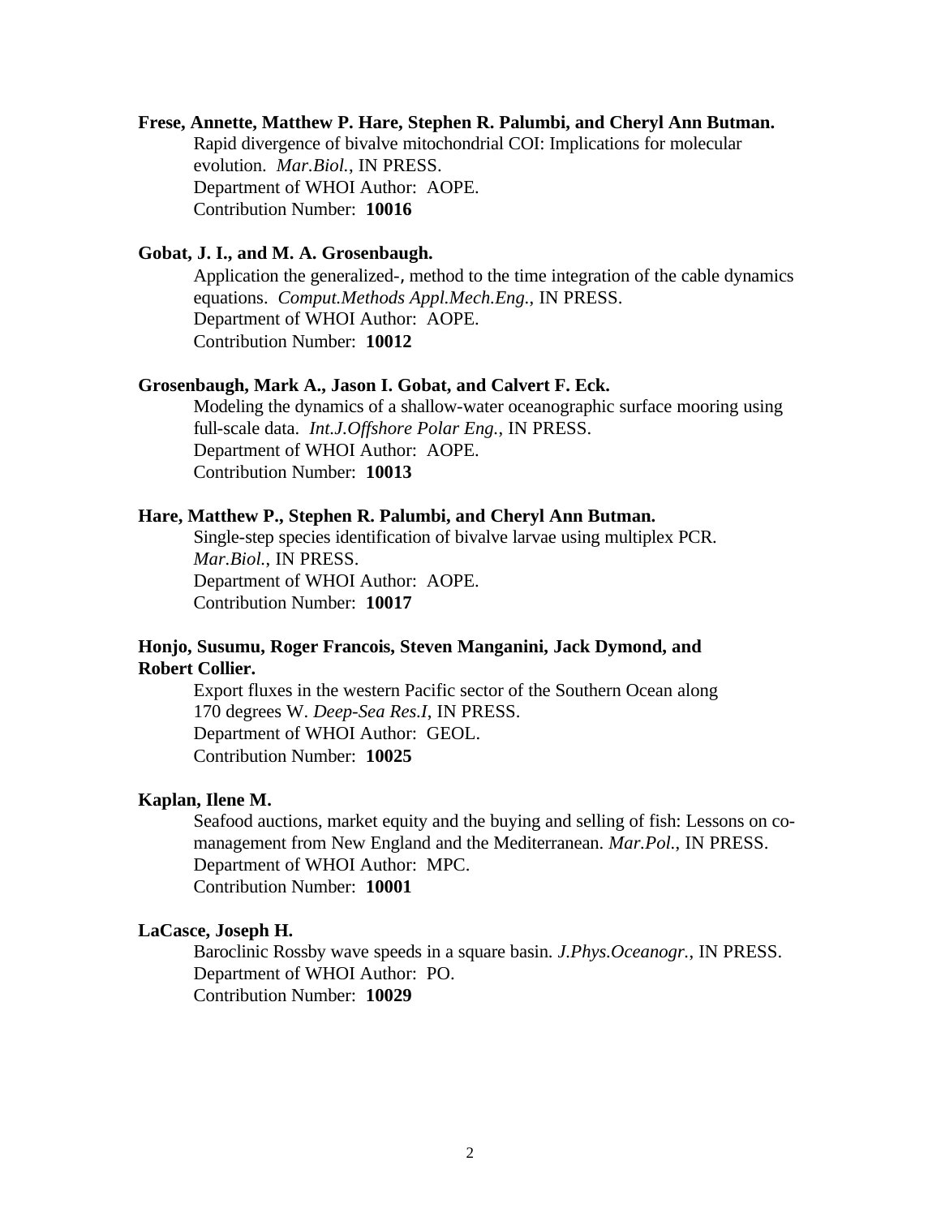**Frese, Annette, Matthew P. Hare, Stephen R. Palumbi, and Cheryl Ann Butman.**
Rapid divergence of bivalve mitochondrial COI: Implications for molecular evolution. *Mar.Biol.*, IN PRESS.
Department of WHOI Author: AOPE.
Contribution Number: **10016**

**Gobat, J. I., and M. A. Grosenbaugh.**
Application the generalized-, method to the time integration of the cable dynamics equations. *Comput.Methods Appl.Mech.Eng.*, IN PRESS.
Department of WHOI Author: AOPE.
Contribution Number: **10012**

**Grosenbaugh, Mark A., Jason I. Gobat, and Calvert F. Eck.**
Modeling the dynamics of a shallow-water oceanographic surface mooring using full-scale data. *Int.J.Offshore Polar Eng.*, IN PRESS.
Department of WHOI Author: AOPE.
Contribution Number: **10013**

**Hare, Matthew P., Stephen R. Palumbi, and Cheryl Ann Butman.**
Single-step species identification of bivalve larvae using multiplex PCR. *Mar.Biol.*, IN PRESS.
Department of WHOI Author: AOPE.
Contribution Number: **10017**

**Honjo, Susumu, Roger Francois, Steven Manganini, Jack Dymond, and Robert Collier.**
Export fluxes in the western Pacific sector of the Southern Ocean along 170 degrees W. *Deep-Sea Res.I*, IN PRESS.
Department of WHOI Author: GEOL.
Contribution Number: **10025**

**Kaplan, Ilene M.**
Seafood auctions, market equity and the buying and selling of fish: Lessons on co-management from New England and the Mediterranean. *Mar.Pol.*, IN PRESS.
Department of WHOI Author: MPC.
Contribution Number: **10001**

**LaCasce, Joseph H.**
Baroclinic Rossby wave speeds in a square basin. *J.Phys.Oceanogr.*, IN PRESS.
Department of WHOI Author: PO.
Contribution Number: **10029**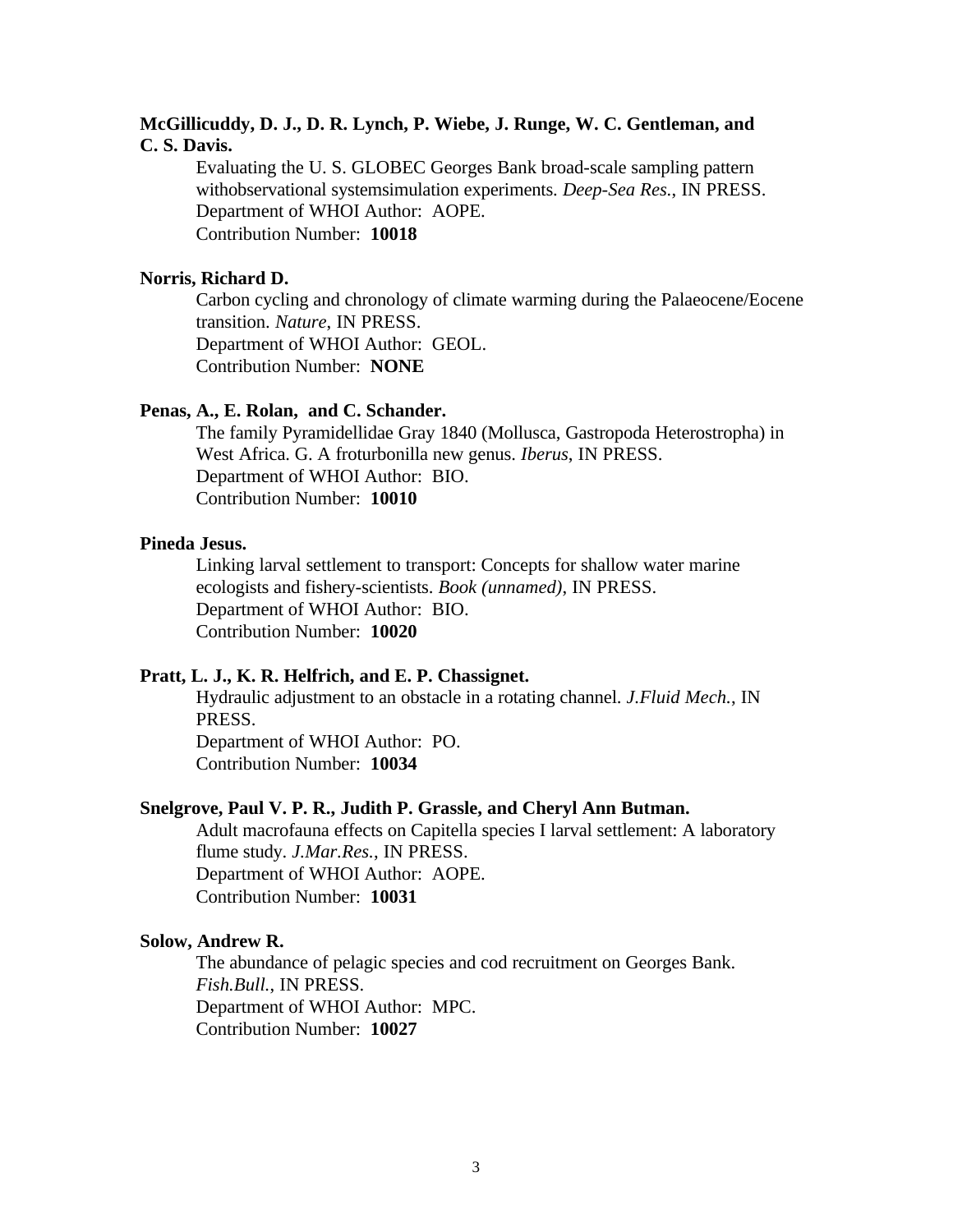**McGillicuddy, D. J., D. R. Lynch, P. Wiebe, J. Runge, W. C. Gentleman, and C. S. Davis.**

Evaluating the U. S. GLOBEC Georges Bank broad-scale sampling pattern withobservational systemsimulation experiments. *Deep-Sea Res.*, IN PRESS.
Department of WHOI Author: AOPE.
Contribution Number: **10018**

**Norris, Richard D.**

Carbon cycling and chronology of climate warming during the Palaeocene/Eocene transition. *Nature*, IN PRESS.
Department of WHOI Author: GEOL.
Contribution Number: **NONE**

**Penas, A., E. Rolan, and C. Schander.**

The family Pyramidellidae Gray 1840 (Mollusca, Gastropoda Heterostropha) in West Africa. G. A froturbonilla new genus. *Iberus*, IN PRESS.
Department of WHOI Author: BIO.
Contribution Number: **10010**

**Pineda Jesus.**

Linking larval settlement to transport: Concepts for shallow water marine ecologists and fishery-scientists. *Book (unnamed)*, IN PRESS.
Department of WHOI Author: BIO.
Contribution Number: **10020**

**Pratt, L. J., K. R. Helfrich, and E. P. Chassignet.**

Hydraulic adjustment to an obstacle in a rotating channel. *J.Fluid Mech.*, IN PRESS.
Department of WHOI Author: PO.
Contribution Number: **10034**

**Snelgrove, Paul V. P. R., Judith P. Grassle, and Cheryl Ann Butman.**

Adult macrofauna effects on Capitella species I larval settlement: A laboratory flume study. *J.Mar.Res.*, IN PRESS.
Department of WHOI Author: AOPE.
Contribution Number: **10031**

**Solow, Andrew R.**

The abundance of pelagic species and cod recruitment on Georges Bank. *Fish.Bull.*, IN PRESS.
Department of WHOI Author: MPC.
Contribution Number: **10027**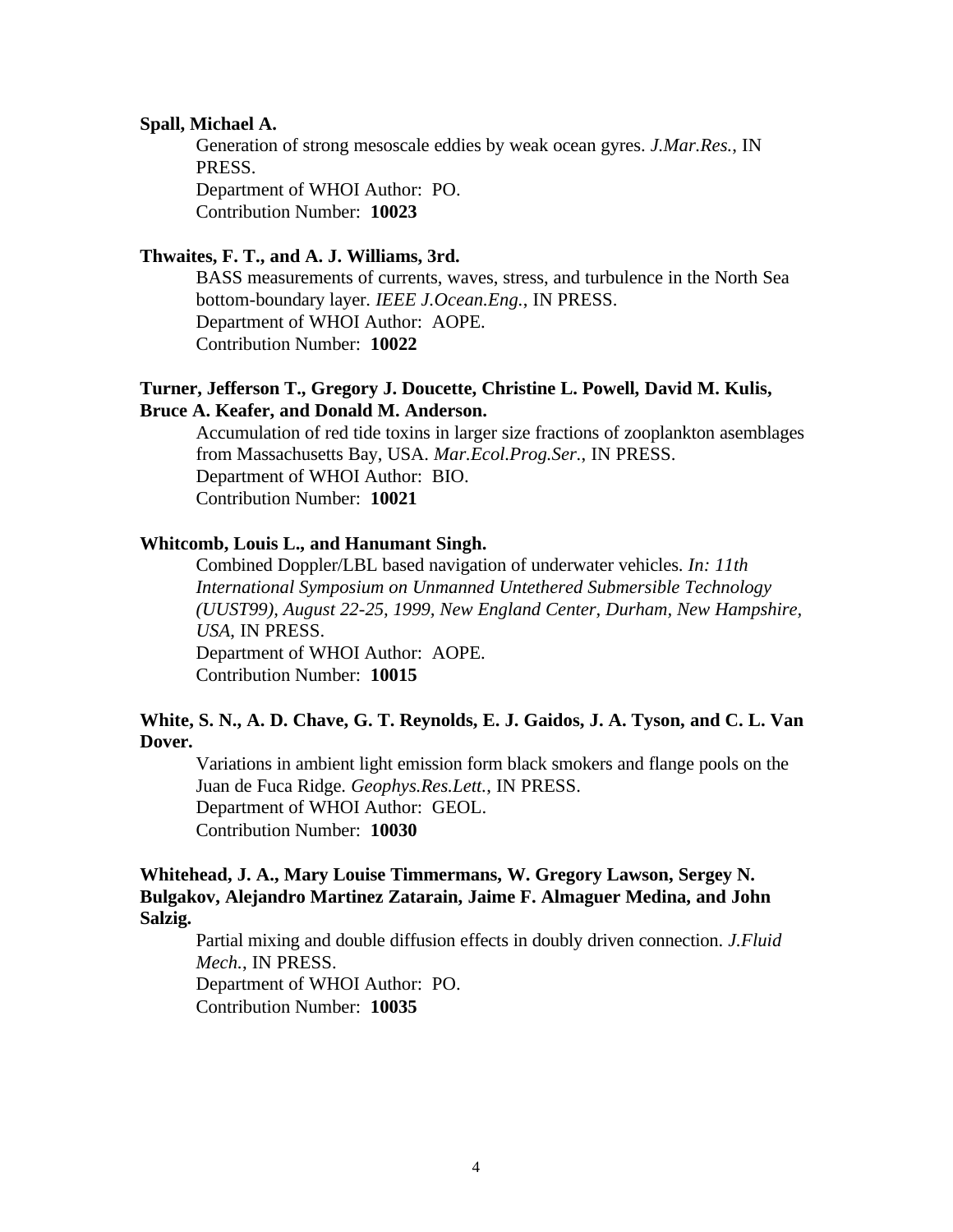**Spall, Michael A.**

Generation of strong mesoscale eddies by weak ocean gyres. *J.Mar.Res.*, IN PRESS.
Department of WHOI Author: PO.
Contribution Number: **10023**

**Thwaites, F. T., and A. J. Williams, 3rd.**

BASS measurements of currents, waves, stress, and turbulence in the North Sea bottom-boundary layer. *IEEE J.Ocean.Eng.*, IN PRESS.
Department of WHOI Author: AOPE.
Contribution Number: **10022**

**Turner, Jefferson T., Gregory J. Doucette, Christine L. Powell, David M. Kulis, Bruce A. Keafer, and Donald M. Anderson.**

Accumulation of red tide toxins in larger size fractions of zooplankton asemblages from Massachusetts Bay, USA. *Mar.Ecol.Prog.Ser.*, IN PRESS.
Department of WHOI Author: BIO.
Contribution Number: **10021**

**Whitcomb, Louis L., and Hanumant Singh.**

Combined Doppler/LBL based navigation of underwater vehicles. *In: 11th International Symposium on Unmanned Untethered Submersible Technology (UUST99), August 22-25, 1999, New England Center, Durham, New Hampshire, USA*, IN PRESS.
Department of WHOI Author: AOPE.
Contribution Number: **10015**

**White, S. N., A. D. Chave, G. T. Reynolds, E. J. Gaidos, J. A. Tyson, and C. L. Van Dover.**

Variations in ambient light emission form black smokers and flange pools on the Juan de Fuca Ridge. *Geophys.Res.Lett.*, IN PRESS.
Department of WHOI Author: GEOL.
Contribution Number: **10030**

**Whitehead, J. A., Mary Louise Timmermans, W. Gregory Lawson, Sergey N. Bulgakov, Alejandro Martinez Zatarain, Jaime F. Almaguer Medina, and John Salzig.**

Partial mixing and double diffusion effects in doubly driven connection. *J.Fluid Mech.*, IN PRESS.
Department of WHOI Author: PO.
Contribution Number: **10035**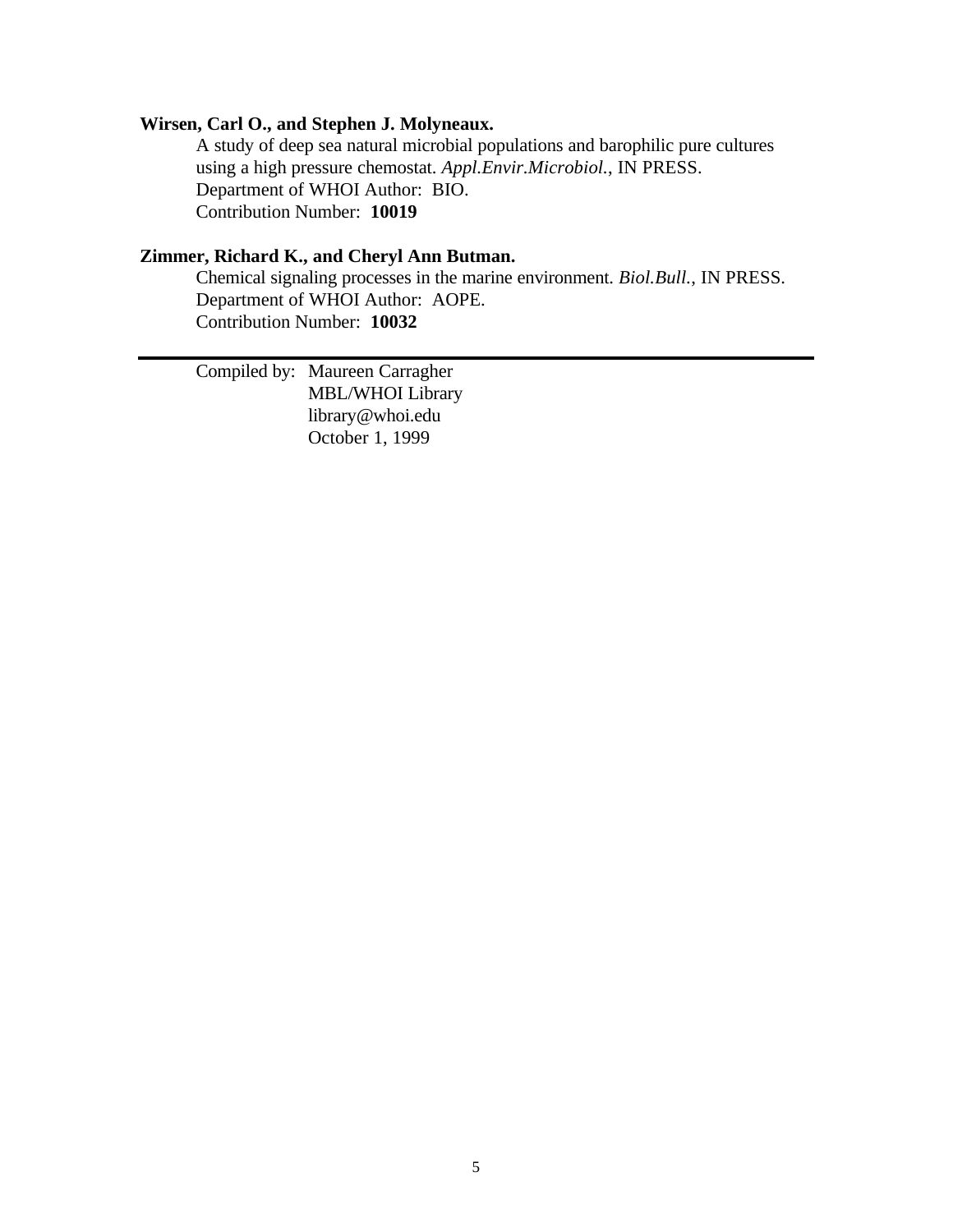**Wirsen, Carl O., and Stephen J. Molyneaux.**

A study of deep sea natural microbial populations and barophilic pure cultures using a high pressure chemostat. *Appl.Envir.Microbiol.*, IN PRESS.
Department of WHOI Author: BIO.
Contribution Number: **10019**

**Zimmer, Richard K., and Cheryl Ann Butman.**

Chemical signaling processes in the marine environment. *Biol.Bull.*, IN PRESS.
Department of WHOI Author: AOPE.
Contribution Number: **10032**

---

Compiled by: Maureen Carragher
MBL/WHOI Library
library@whoi.edu
October 1, 1999